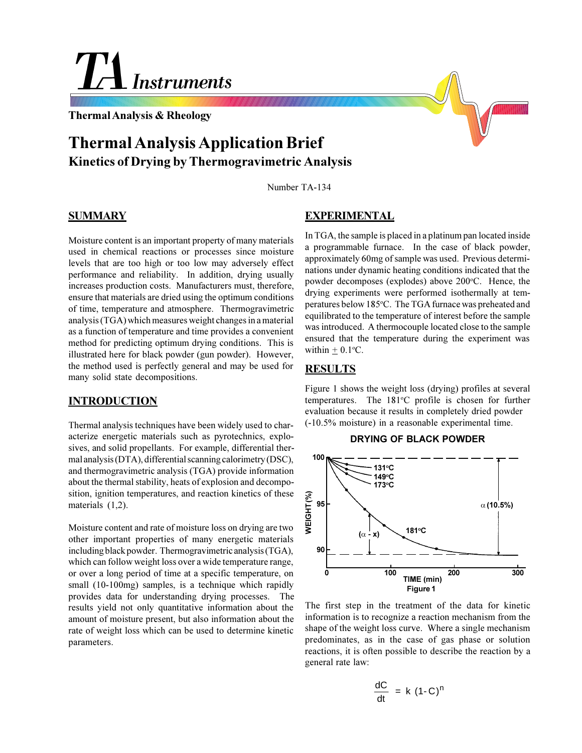TA Instruments

Thermal Analysis & Rheology

# Thermal Analysis Application Brief

## Kinetics of Drying by Thermogravimetric Analysis

Number TA-134

## SUMMARY

Moisture content is an important property of many materials used in chemical reactions or processes since moisture levels that are too high or too low may adversely effect performance and reliability. In addition, drying usually increases production costs. Manufacturers must, therefore, ensure that materials are dried using the optimum conditions of time, temperature and atmosphere. Thermogravimetric analysis (TGA) which measures weight changes in a material as a function of temperature and time provides a convenient method for predicting optimum drying conditions. This is illustrated here for black powder (gun powder). However, the method used is perfectly general and may be used for many solid state decompositions.

## INTRODUCTION

Thermal analysis techniques have been widely used to characterize energetic materials such as pyrotechnics, explosives, and solid propellants. For example, differential thermal analysis (DTA), differential scanning calorimetry (DSC), and thermogravimetric analysis (TGA) provide information about the thermal stability, heats of explosion and decomposition, ignition temperatures, and reaction kinetics of these materials (1,2).

Moisture content and rate of moisture loss on drying are two other important properties of many energetic materials including black powder. Thermogravimetric analysis (TGA), which can follow weight loss over a wide temperature range, or over a long period of time at a specific temperature, on small (10-100mg) samples, is a technique which rapidly provides data for understanding drying processes. The results yield not only quantitative information about the amount of moisture present, but also information about the rate of weight loss which can be used to determine kinetic parameters.

## EXPERIMENTAL

In TGA, the sample is placed in a platinum pan located inside a programmable furnace. In the case of black powder, approximately 60mg of sample was used. Previous determinations under dynamic heating conditions indicated that the powder decomposes (explodes) above 200°C. Hence, the drying experiments were performed isothermally at temperatures below 185°C. The TGA furnace was preheated and equilibrated to the temperature of interest before the sample was introduced. A thermocouple located close to the sample ensured that the temperature during the experiment was within ± 0.1°C.

## RESULTS

Figure 1 shows the weight loss (drying) profiles at several temperatures. The 181°C profile is chosen for further evaluation because it results in completely dried powder (-10.5% moisture) in a reasonable experimental time.

DRYING OF BLACK POWDER

Figure 1

The first step in the treatment of the data for kinetic information is to recognize a reaction mechanism from the shape of the weight loss curve. Where a single mechanism predominates, as in the case of gas phase or solution reactions, it is often possible to describe the reaction by a general rate law:

$$\frac{dC}{dt} = k\,(1-C)^n$$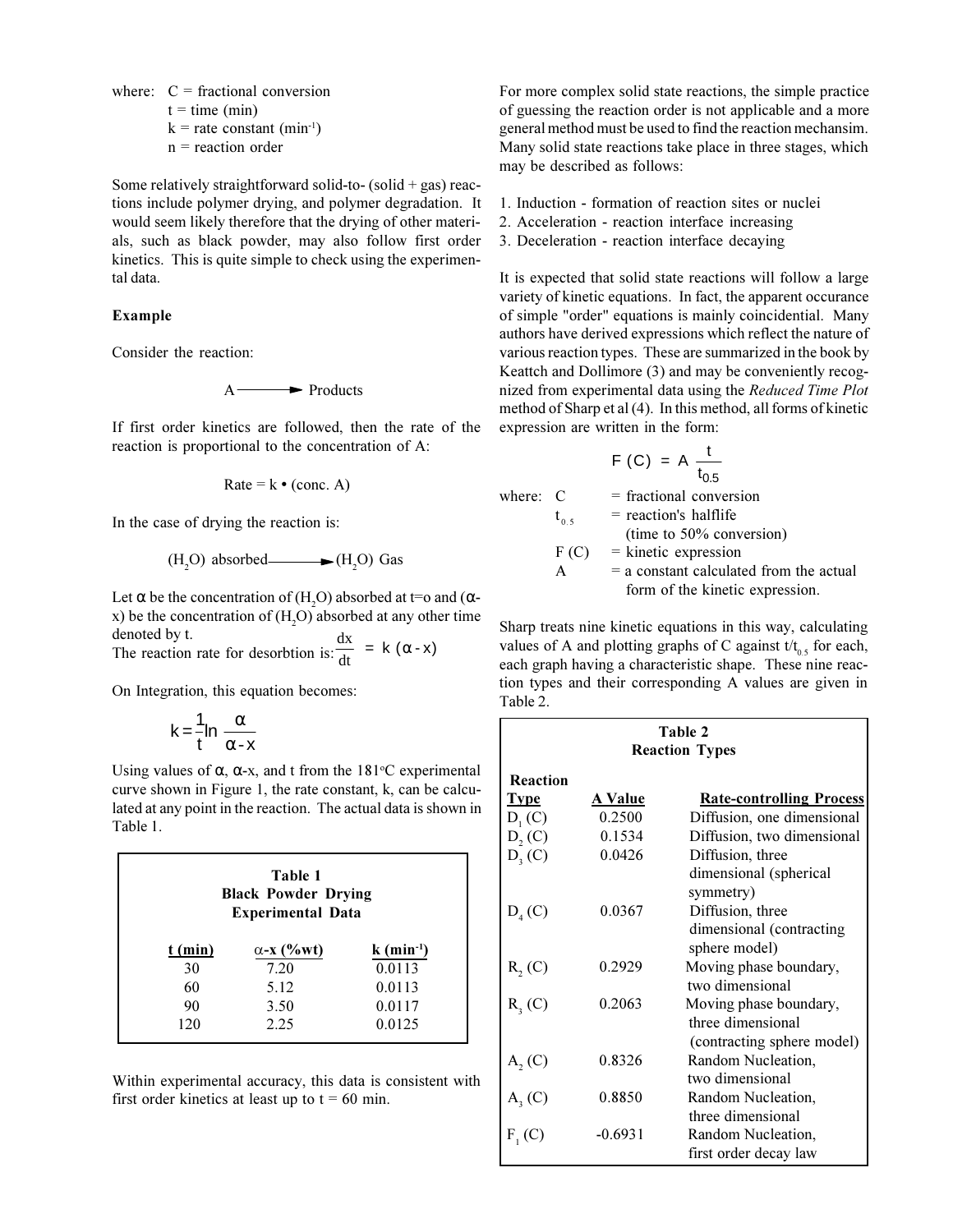where: C = fractional conversion
t = time (min)
k = rate constant ($min^{-1}$)
n = reaction order

Some relatively straightforward solid-to- (solid + gas) reactions include polymer drying, and polymer degradation. It would seem likely therefore that the drying of other materials, such as black powder, may also follow first order kinetics. This is quite simple to check using the experimental data.

**Example**

Consider the reaction:

$$A \longrightarrow \text{Products}$$

If first order kinetics are followed, then the rate of the reaction is proportional to the concentration of A:

$$\text{Rate} = k \bullet (\text{conc. A})$$

In the case of drying the reaction is:

$$(H_2O)\ \text{absorbed} \longrightarrow (H_2O)\ \text{Gas}$$

Let $\alpha$ be the concentration of ($H_2O$) absorbed at t=o and ($\alpha$-x) be the concentration of ($H_2O$) absorbed at any other time denoted by t.

The reaction rate for desorbtion is: $\frac{dx}{dt} = k(\alpha - x)$

On Integration, this equation becomes:

$$k = \frac{1}{t} \ln \frac{\alpha}{\alpha - x}$$

Using values of $\alpha$, $\alpha$-x, and t from the 181°C experimental curve shown in Figure 1, the rate constant, k, can be calculated at any point in the reaction. The actual data is shown in Table 1.

**Table 1**
**Black Powder Drying**
**Experimental Data**

| t (min) | $\alpha$-x (%wt) | k ($min^{-1}$) |
|---|---|---|
| 30 | 7.20 | 0.0113 |
| 60 | 5.12 | 0.0113 |
| 90 | 3.50 | 0.0117 |
| 120 | 2.25 | 0.0125 |

Within experimental accuracy, this data is consistent with first order kinetics at least up to t = 60 min.

For more complex solid state reactions, the simple practice of guessing the reaction order is not applicable and a more general method must be used to find the reaction mechansim. Many solid state reactions take place in three stages, which may be described as follows:

1. Induction - formation of reaction sites or nuclei
2. Acceleration - reaction interface increasing
3. Deceleration - reaction interface decaying

It is expected that solid state reactions will follow a large variety of kinetic equations. In fact, the apparent occurance of simple "order" equations is mainly coincidential. Many authors have derived expressions which reflect the nature of various reaction types. These are summarized in the book by Keattch and Dollimore (3) and may be conveniently recognized from experimental data using the *Reduced Time Plot* method of Sharp et al (4). In this method, all forms of kinetic expression are written in the form:

$$F(C) = A \frac{t}{t_{0.5}}$$

where: C = fractional conversion
$t_{0.5}$ = reaction's halflife (time to 50% conversion)
F (C) = kinetic expression
A = a constant calculated from the actual form of the kinetic expression.

Sharp treats nine kinetic equations in this way, calculating values of A and plotting graphs of C against $t/t_{0.5}$ for each, each graph having a characteristic shape. These nine reaction types and their corresponding A values are given in Table 2.

**Table 2**
**Reaction Types**

| Reaction Type | A Value | Rate-controlling Process |
|---|---|---|
| $D_1$ (C) | 0.2500 | Diffusion, one dimensional |
| $D_2$ (C) | 0.1534 | Diffusion, two dimensional |
| $D_3$ (C) | 0.0426 | Diffusion, three dimensional (spherical symmetry) |
| $D_4$ (C) | 0.0367 | Diffusion, three dimensional (contracting sphere model) |
| $R_2$ (C) | 0.2929 | Moving phase boundary, two dimensional |
| $R_3$ (C) | 0.2063 | Moving phase boundary, three dimensional (contracting sphere model) |
| $A_2$ (C) | 0.8326 | Random Nucleation, two dimensional |
| $A_3$ (C) | 0.8850 | Random Nucleation, three dimensional |
| $F_1$ (C) | -0.6931 | Random Nucleation, first order decay law |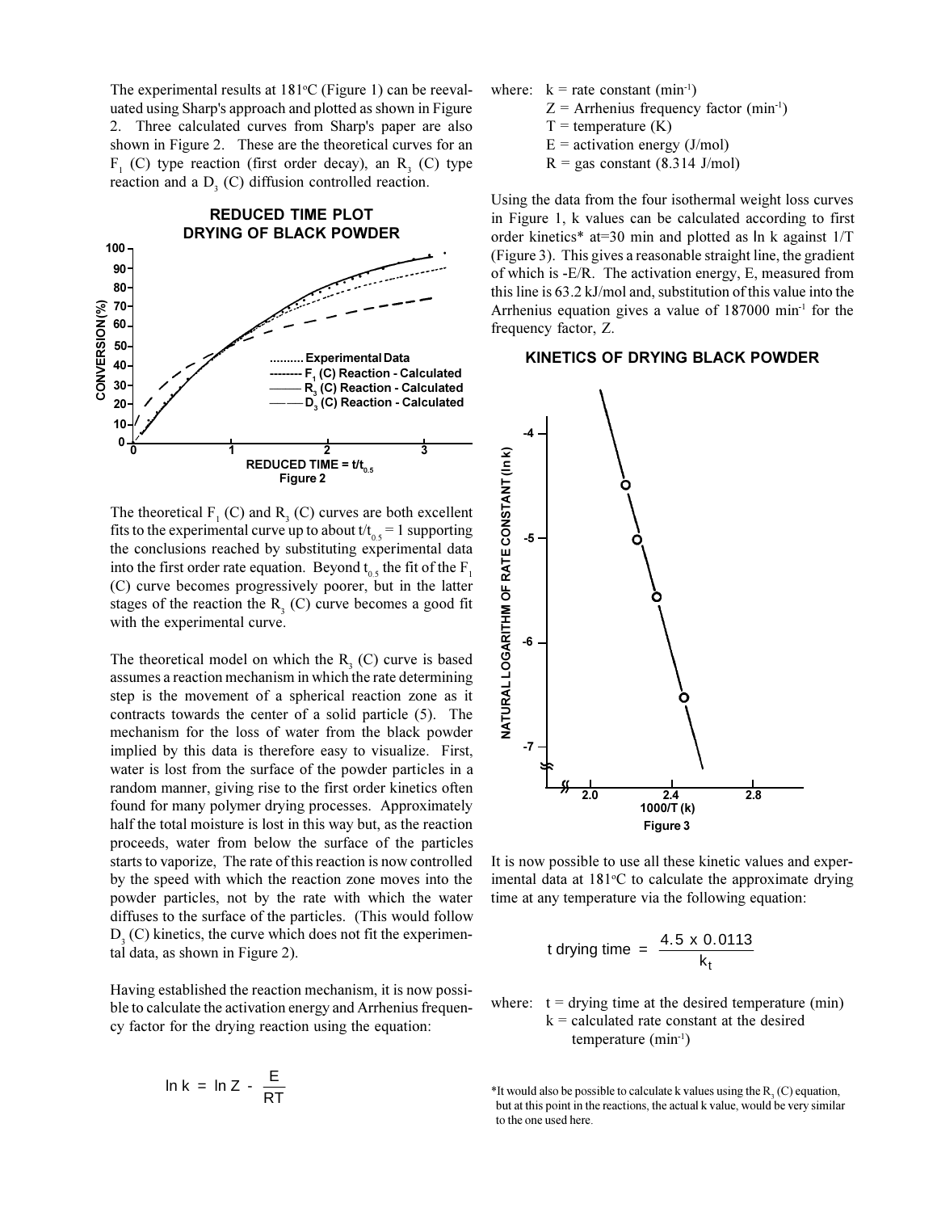The experimental results at 181°C (Figure 1) can be reevaluated using Sharp's approach and plotted as shown in Figure 2. Three calculated curves from Sharp's paper are also shown in Figure 2. These are the theoretical curves for an $F_1$ (C) type reaction (first order decay), an $R_3$ (C) type reaction and a $D_3$ (C) diffusion controlled reaction.

**REDUCED TIME PLOT**
**DRYING OF BLACK POWDER**

Figure 2

The theoretical $F_1$ (C) and $R_3$ (C) curves are both excellent fits to the experimental curve up to about $t/t_{0.5} = 1$ supporting the conclusions reached by substituting experimental data into the first order rate equation. Beyond $t_{0.5}$ the fit of the $F_1$ (C) curve becomes progressively poorer, but in the latter stages of the reaction the $R_3$ (C) curve becomes a good fit with the experimental curve.

The theoretical model on which the $R_3$ (C) curve is based assumes a reaction mechanism in which the rate determining step is the movement of a spherical reaction zone as it contracts towards the center of a solid particle (5). The mechanism for the loss of water from the black powder implied by this data is therefore easy to visualize. First, water is lost from the surface of the powder particles in a random manner, giving rise to the first order kinetics often found for many polymer drying processes. Approximately half the total moisture is lost in this way but, as the reaction proceeds, water from below the surface of the particles starts to vaporize, The rate of this reaction is now controlled by the speed with which the reaction zone moves into the powder particles, not by the rate with which the water diffuses to the surface of the particles. (This would follow $D_3$ (C) kinetics, the curve which does not fit the experimental data, as shown in Figure 2).

Having established the reaction mechanism, it is now possible to calculate the activation energy and Arrhenius frequency factor for the drying reaction using the equation:

$$\ln k = \ln Z - \frac{E}{RT}$$

where: k = rate constant ($min^{-1}$)
Z = Arrhenius frequency factor ($min^{-1}$)
T = temperature (K)
E = activation energy (J/mol)
R = gas constant (8.314 J/mol)

Using the data from the four isothermal weight loss curves in Figure 1, k values can be calculated according to first order kinetics* at=30 min and plotted as ln k against 1/T (Figure 3). This gives a reasonable straight line, the gradient of which is -E/R. The activation energy, E, measured from this line is 63.2 kJ/mol and, substitution of this value into the Arrhenius equation gives a value of 187000 $min^{-1}$ for the frequency factor, Z.

**KINETICS OF DRYING BLACK POWDER**

Figure 3

It is now possible to use all these kinetic values and experimental data at 181°C to calculate the approximate drying time at any temperature via the following equation:

$$t \text{ drying time } = \frac{4.5 \times 0.0113}{k_t}$$

where: t = drying time at the desired temperature (min)
k = calculated rate constant at the desired temperature ($min^{-1}$)

*It would also be possible to calculate k values using the $R_3$ (C) equation, but at this point in the reactions, the actual k value, would be very similar to the one used here.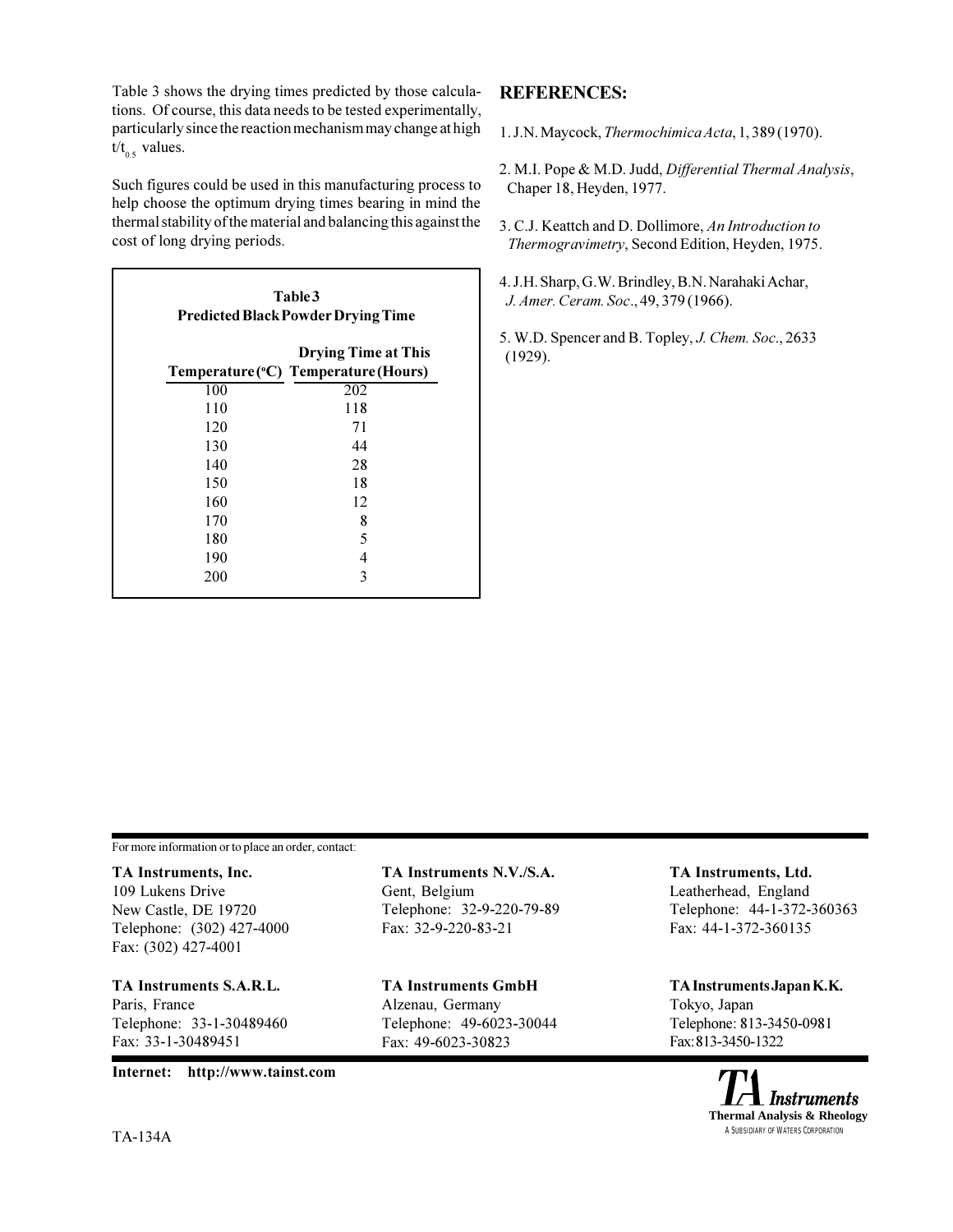Table 3 shows the drying times predicted by those calculations. Of course, this data needs to be tested experimentally, particularly since the reaction mechanism may change at high $t/t_{0.5}$ values.

Such figures could be used in this manufacturing process to help choose the optimum drying times bearing in mind the thermal stability of the material and balancing this against the cost of long drying periods.

**Table 3**
**Predicted Black Powder Drying Time**

| Temperature (°C) | Drying Time at This Temperature (Hours) |
|---|---|
| 100 | 202 |
| 110 | 118 |
| 120 | 71 |
| 130 | 44 |
| 140 | 28 |
| 150 | 18 |
| 160 | 12 |
| 170 | 8 |
| 180 | 5 |
| 190 | 4 |
| 200 | 3 |

## REFERENCES:

1. J.N. Maycock, *Thermochimica Acta*, 1, 389 (1970).
2. M.I. Pope & M.D. Judd, *Differential Thermal Analysis*, Chaper 18, Heyden, 1977.
3. C.J. Keattch and D. Dollimore, *An Introduction to Thermogravimetry*, Second Edition, Heyden, 1975.
4. J.H. Sharp, G.W. Brindley, B.N. Narahaki Achar, *J. Amer. Ceram. Soc*., 49, 379 (1966).
5. W.D. Spencer and B. Topley, *J. Chem. Soc*., 2633 (1929).

For more information or to place an order, contact:

**TA Instruments, Inc.**
109 Lukens Drive
New Castle, DE 19720
Telephone: (302) 427-4000
Fax: (302) 427-4001

**TA Instruments N.V./S.A.**
Gent, Belgium
Telephone: 32-9-220-79-89
Fax: 32-9-220-83-21

**TA Instruments, Ltd.**
Leatherhead, England
Telephone: 44-1-372-360363
Fax: 44-1-372-360135

**TA Instruments S.A.R.L.**
Paris, France
Telephone: 33-1-30489460
Fax: 33-1-30489451

**TA Instruments GmbH**
Alzenau, Germany
Telephone: 49-6023-30044
Fax: 49-6023-30823

**TA Instruments Japan K.K.**
Tokyo, Japan
Telephone: 813-3450-0981
Fax: 813-3450-1322

**Internet: http://www.tainst.com**

TA Instruments
Thermal Analysis & Rheology
A SUBSIDIARY OF WATERS CORPORATION

TA-134A